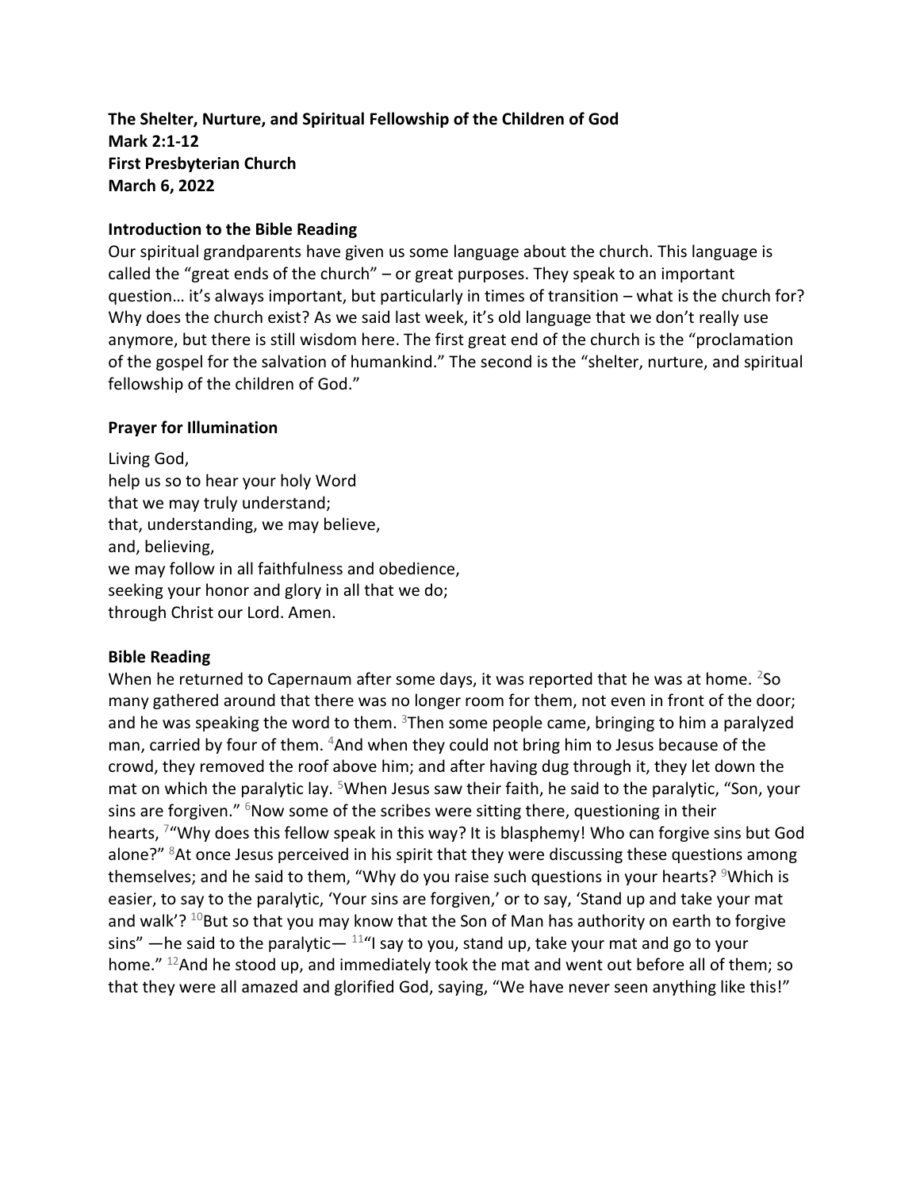**The Shelter, Nurture, and Spiritual Fellowship of the Children of God**
**Mark 2:1-12**
**First Presbyterian Church**
**March 6, 2022**

**Introduction to the Bible Reading**

Our spiritual grandparents have given us some language about the church. This language is called the "great ends of the church" – or great purposes. They speak to an important question… it's always important, but particularly in times of transition – what is the church for? Why does the church exist? As we said last week, it's old language that we don't really use anymore, but there is still wisdom here. The first great end of the church is the "proclamation of the gospel for the salvation of humankind." The second is the "shelter, nurture, and spiritual fellowship of the children of God."

**Prayer for Illumination**

Living God,
help us so to hear your holy Word
that we may truly understand;
that, understanding, we may believe,
and, believing,
we may follow in all faithfulness and obedience,
seeking your honor and glory in all that we do;
through Christ our Lord. Amen.

**Bible Reading**

When he returned to Capernaum after some days, it was reported that he was at home. [2]So many gathered around that there was no longer room for them, not even in front of the door; and he was speaking the word to them. [3]Then some people came, bringing to him a paralyzed man, carried by four of them. [4]And when they could not bring him to Jesus because of the crowd, they removed the roof above him; and after having dug through it, they let down the mat on which the paralytic lay. [5]When Jesus saw their faith, he said to the paralytic, "Son, your sins are forgiven." [6]Now some of the scribes were sitting there, questioning in their hearts, [7]"Why does this fellow speak in this way? It is blasphemy! Who can forgive sins but God alone?" [8]At once Jesus perceived in his spirit that they were discussing these questions among themselves; and he said to them, "Why do you raise such questions in your hearts? [9]Which is easier, to say to the paralytic, 'Your sins are forgiven,' or to say, 'Stand up and take your mat and walk'? [10]But so that you may know that the Son of Man has authority on earth to forgive sins" —he said to the paralytic— [11]"I say to you, stand up, take your mat and go to your home." [12]And he stood up, and immediately took the mat and went out before all of them; so that they were all amazed and glorified God, saying, "We have never seen anything like this!"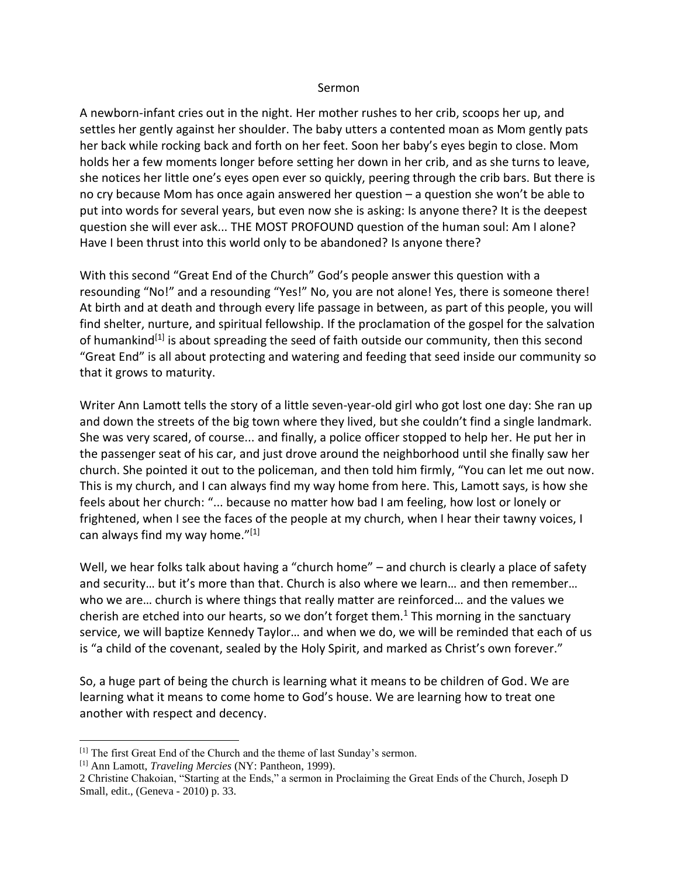Sermon

A newborn-infant cries out in the night. Her mother rushes to her crib, scoops her up, and settles her gently against her shoulder. The baby utters a contented moan as Mom gently pats her back while rocking back and forth on her feet. Soon her baby's eyes begin to close. Mom holds her a few moments longer before setting her down in her crib, and as she turns to leave, she notices her little one's eyes open ever so quickly, peering through the crib bars. But there is no cry because Mom has once again answered her question – a question she won't be able to put into words for several years, but even now she is asking: Is anyone there? It is the deepest question she will ever ask... THE MOST PROFOUND question of the human soul: Am I alone? Have I been thrust into this world only to be abandoned? Is anyone there?

With this second "Great End of the Church" God's people answer this question with a resounding "No!" and a resounding "Yes!" No, you are not alone! Yes, there is someone there! At birth and at death and through every life passage in between, as part of this people, you will find shelter, nurture, and spiritual fellowship. If the proclamation of the gospel for the salvation of humankind[1] is about spreading the seed of faith outside our community, then this second "Great End" is all about protecting and watering and feeding that seed inside our community so that it grows to maturity.

Writer Ann Lamott tells the story of a little seven-year-old girl who got lost one day: She ran up and down the streets of the big town where they lived, but she couldn't find a single landmark. She was very scared, of course... and finally, a police officer stopped to help her. He put her in the passenger seat of his car, and just drove around the neighborhood until she finally saw her church. She pointed it out to the policeman, and then told him firmly, "You can let me out now. This is my church, and I can always find my way home from here. This, Lamott says, is how she feels about her church: "... because no matter how bad I am feeling, how lost or lonely or frightened, when I see the faces of the people at my church, when I hear their tawny voices, I can always find my way home."[1]

Well, we hear folks talk about having a "church home" – and church is clearly a place of safety and security… but it's more than that. Church is also where we learn… and then remember… who we are… church is where things that really matter are reinforced… and the values we cherish are etched into our hearts, so we don't forget them.[1] This morning in the sanctuary service, we will baptize Kennedy Taylor… and when we do, we will be reminded that each of us is "a child of the covenant, sealed by the Holy Spirit, and marked as Christ's own forever."

So, a huge part of being the church is learning what it means to be children of God. We are learning what it means to come home to God's house. We are learning how to treat one another with respect and decency.

---

[1] The first Great End of the Church and the theme of last Sunday's sermon.

[1] Ann Lamott, *Traveling Mercies* (NY: Pantheon, 1999).

2 Christine Chakoian, "Starting at the Ends," a sermon in Proclaiming the Great Ends of the Church, Joseph D Small, edit., (Geneva - 2010) p. 33.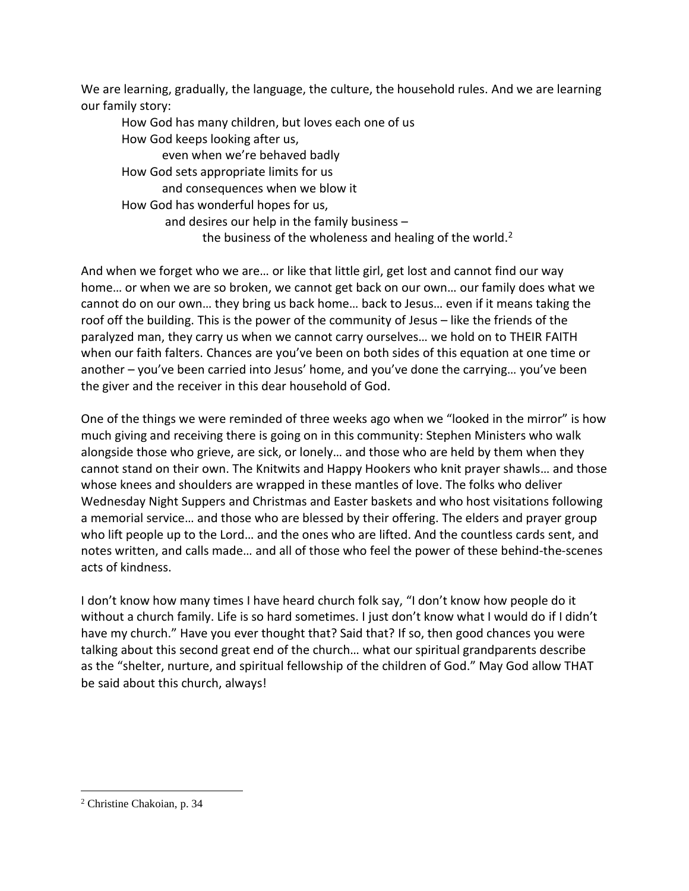We are learning, gradually, the language, the culture, the household rules. And we are learning our family story:

How God has many children, but loves each one of us  
How God keeps looking after us,  
even when we're behaved badly  
How God sets appropriate limits for us  
and consequences when we blow it  
How God has wonderful hopes for us,  
and desires our help in the family business –  
the business of the wholeness and healing of the world.[2]

And when we forget who we are… or like that little girl, get lost and cannot find our way home… or when we are so broken, we cannot get back on our own… our family does what we cannot do on our own… they bring us back home… back to Jesus… even if it means taking the roof off the building. This is the power of the community of Jesus – like the friends of the paralyzed man, they carry us when we cannot carry ourselves… we hold on to THEIR FAITH when our faith falters. Chances are you've been on both sides of this equation at one time or another – you've been carried into Jesus' home, and you've done the carrying… you've been the giver and the receiver in this dear household of God.

One of the things we were reminded of three weeks ago when we "looked in the mirror" is how much giving and receiving there is going on in this community: Stephen Ministers who walk alongside those who grieve, are sick, or lonely… and those who are held by them when they cannot stand on their own. The Knitwits and Happy Hookers who knit prayer shawls… and those whose knees and shoulders are wrapped in these mantles of love. The folks who deliver Wednesday Night Suppers and Christmas and Easter baskets and who host visitations following a memorial service… and those who are blessed by their offering. The elders and prayer group who lift people up to the Lord… and the ones who are lifted. And the countless cards sent, and notes written, and calls made… and all of those who feel the power of these behind-the-scenes acts of kindness.

I don't know how many times I have heard church folk say, "I don't know how people do it without a church family. Life is so hard sometimes. I just don't know what I would do if I didn't have my church." Have you ever thought that? Said that? If so, then good chances you were talking about this second great end of the church… what our spiritual grandparents describe as the "shelter, nurture, and spiritual fellowship of the children of God." May God allow THAT be said about this church, always!

---

[2] Christine Chakoian, p. 34